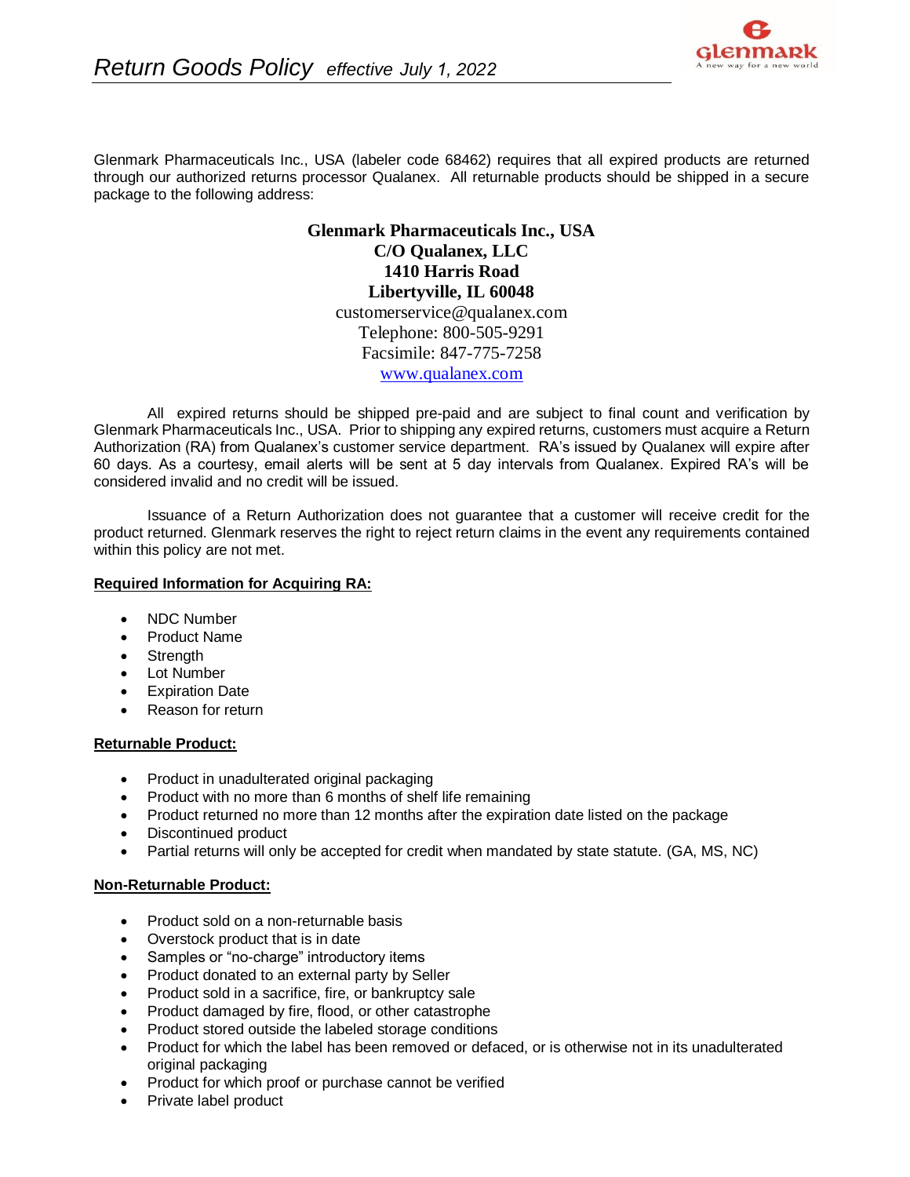# *Return Goods Policy* *effective July 1, 2022*

Glenmark Pharmaceuticals Inc., USA (labeler code 68462) requires that all expired products are returned through our authorized returns processor Qualanex. All returnable products should be shipped in a secure package to the following address:

**Glenmark Pharmaceuticals Inc., USA**
**C/O Qualanex, LLC**
**1410 Harris Road**
**Libertyville, IL 60048**
customerservice@qualanex.com
Telephone: 800-505-9291
Facsimile: 847-775-7258
www.qualanex.com

All expired returns should be shipped pre-paid and are subject to final count and verification by Glenmark Pharmaceuticals Inc., USA. Prior to shipping any expired returns, customers must acquire a Return Authorization (RA) from Qualanex's customer service department. RA's issued by Qualanex will expire after 60 days. As a courtesy, email alerts will be sent at 5 day intervals from Qualanex. Expired RA's will be considered invalid and no credit will be issued.

Issuance of a Return Authorization does not guarantee that a customer will receive credit for the product returned. Glenmark reserves the right to reject return claims in the event any requirements contained within this policy are not met.

**Required Information for Acquiring RA:**

- NDC Number
- Product Name
- Strength
- Lot Number
- Expiration Date
- Reason for return

**Returnable Product:**

- Product in unadulterated original packaging
- Product with no more than 6 months of shelf life remaining
- Product returned no more than 12 months after the expiration date listed on the package
- Discontinued product
- Partial returns will only be accepted for credit when mandated by state statute. (GA, MS, NC)

**Non-Returnable Product:**

- Product sold on a non-returnable basis
- Overstock product that is in date
- Samples or "no-charge" introductory items
- Product donated to an external party by Seller
- Product sold in a sacrifice, fire, or bankruptcy sale
- Product damaged by fire, flood, or other catastrophe
- Product stored outside the labeled storage conditions
- Product for which the label has been removed or defaced, or is otherwise not in its unadulterated original packaging
- Product for which proof or purchase cannot be verified
- Private label product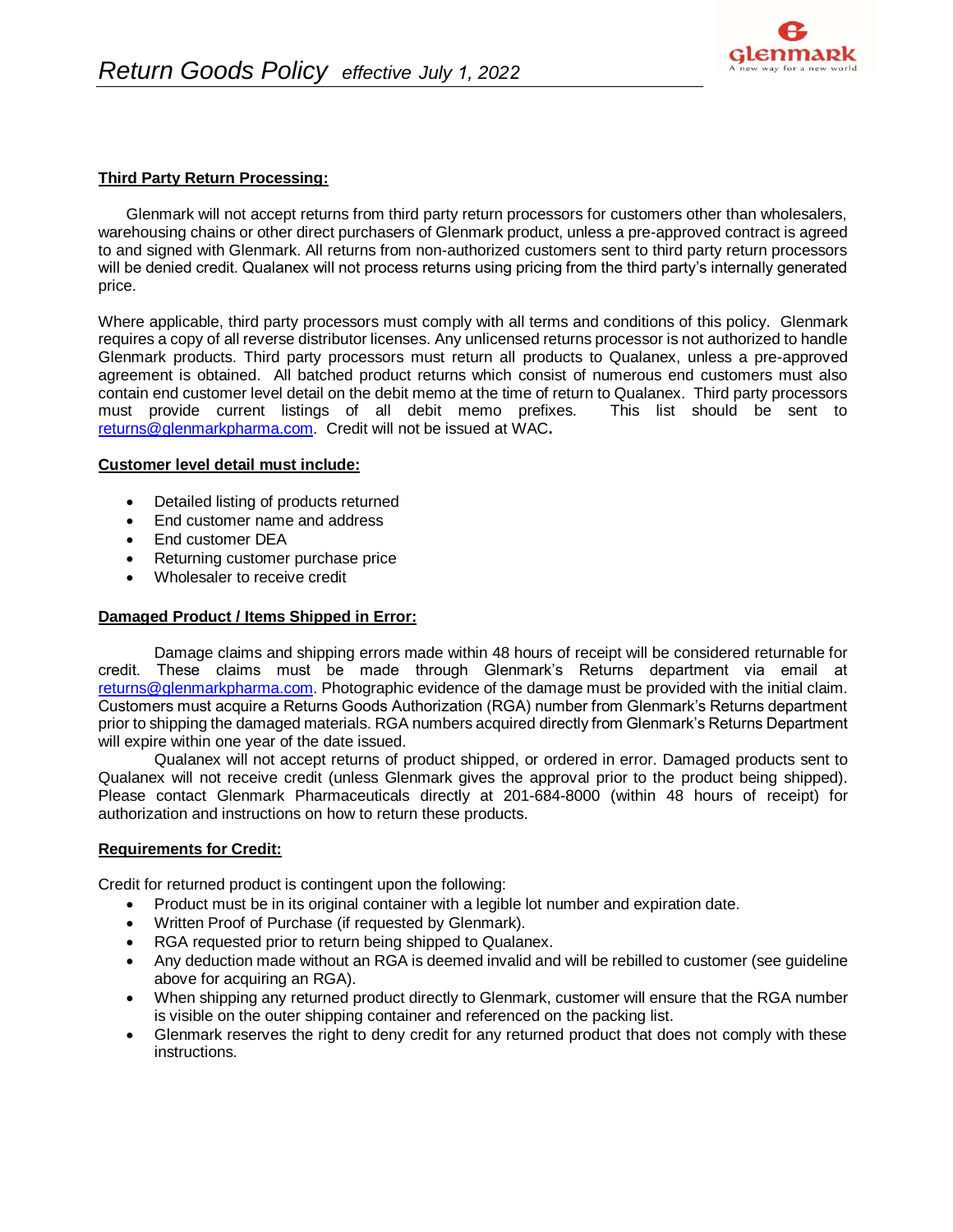## Third Party Return Processing:

Glenmark will not accept returns from third party return processors for customers other than wholesalers, warehousing chains or other direct purchasers of Glenmark product, unless a pre-approved contract is agreed to and signed with Glenmark. All returns from non-authorized customers sent to third party return processors will be denied credit. Qualanex will not process returns using pricing from the third party's internally generated price.

Where applicable, third party processors must comply with all terms and conditions of this policy. Glenmark requires a copy of all reverse distributor licenses. Any unlicensed returns processor is not authorized to handle Glenmark products. Third party processors must return all products to Qualanex, unless a pre-approved agreement is obtained. All batched product returns which consist of numerous end customers must also contain end customer level detail on the debit memo at the time of return to Qualanex. Third party processors must provide current listings of all debit memo prefixes. This list should be sent to returns@glenmarkpharma.com. Credit will not be issued at WAC**.**

## Customer level detail must include:

- Detailed listing of products returned
- End customer name and address
- End customer DEA
- Returning customer purchase price
- Wholesaler to receive credit

## Damaged Product / Items Shipped in Error:

Damage claims and shipping errors made within 48 hours of receipt will be considered returnable for credit. These claims must be made through Glenmark's Returns department via email at returns@glenmarkpharma.com. Photographic evidence of the damage must be provided with the initial claim. Customers must acquire a Returns Goods Authorization (RGA) number from Glenmark's Returns department prior to shipping the damaged materials. RGA numbers acquired directly from Glenmark's Returns Department will expire within one year of the date issued.

Qualanex will not accept returns of product shipped, or ordered in error. Damaged products sent to Qualanex will not receive credit (unless Glenmark gives the approval prior to the product being shipped). Please contact Glenmark Pharmaceuticals directly at 201-684-8000 (within 48 hours of receipt) for authorization and instructions on how to return these products.

## Requirements for Credit:

Credit for returned product is contingent upon the following:

- Product must be in its original container with a legible lot number and expiration date.
- Written Proof of Purchase (if requested by Glenmark).
- RGA requested prior to return being shipped to Qualanex.
- Any deduction made without an RGA is deemed invalid and will be rebilled to customer (see guideline above for acquiring an RGA).
- When shipping any returned product directly to Glenmark, customer will ensure that the RGA number is visible on the outer shipping container and referenced on the packing list.
- Glenmark reserves the right to deny credit for any returned product that does not comply with these instructions.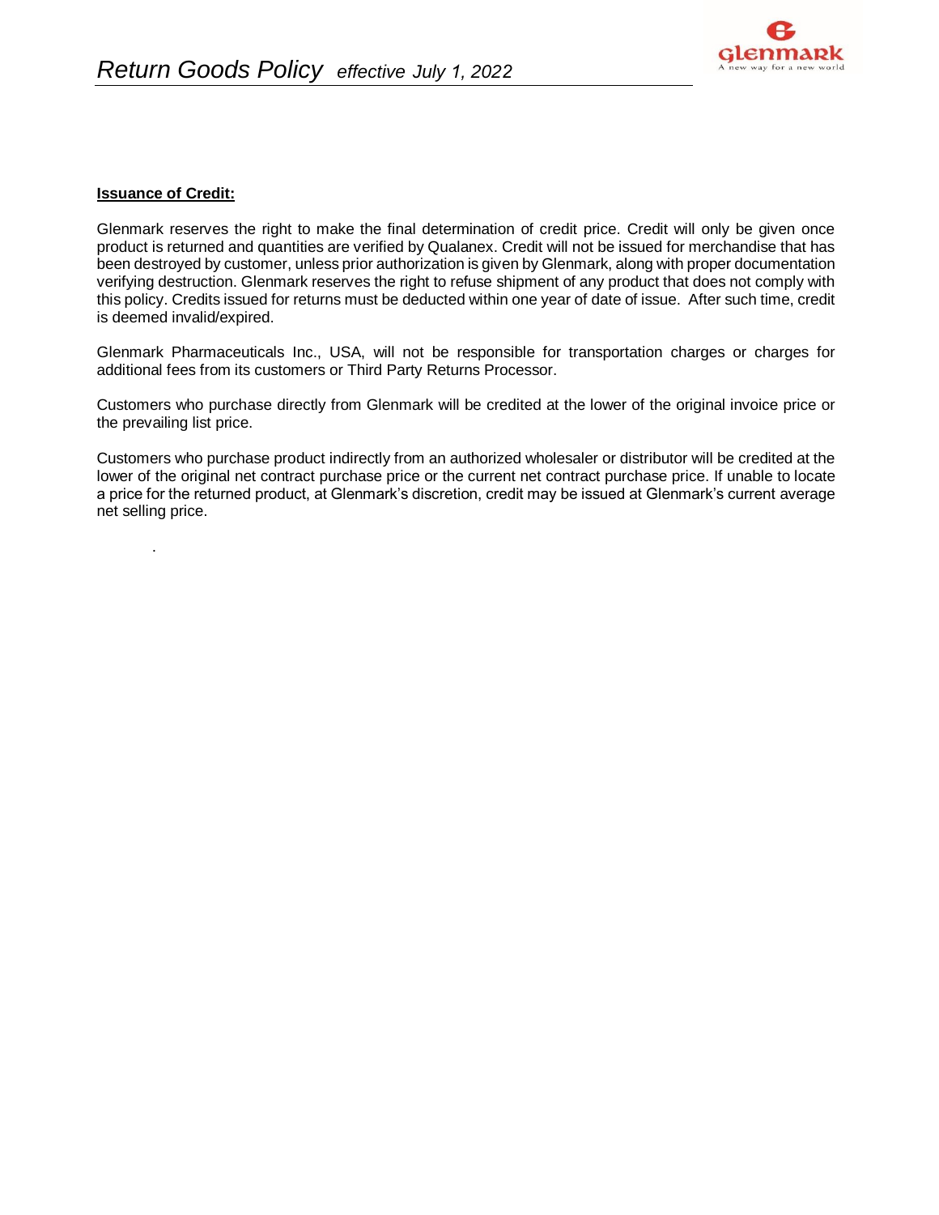**Issuance of Credit:**

Glenmark reserves the right to make the final determination of credit price. Credit will only be given once product is returned and quantities are verified by Qualanex. Credit will not be issued for merchandise that has been destroyed by customer, unless prior authorization is given by Glenmark, along with proper documentation verifying destruction. Glenmark reserves the right to refuse shipment of any product that does not comply with this policy. Credits issued for returns must be deducted within one year of date of issue. After such time, credit is deemed invalid/expired.

Glenmark Pharmaceuticals Inc., USA, will not be responsible for transportation charges or charges for additional fees from its customers or Third Party Returns Processor.

Customers who purchase directly from Glenmark will be credited at the lower of the original invoice price or the prevailing list price.

Customers who purchase product indirectly from an authorized wholesaler or distributor will be credited at the lower of the original net contract purchase price or the current net contract purchase price. If unable to locate a price for the returned product, at Glenmark's discretion, credit may be issued at Glenmark's current average net selling price.